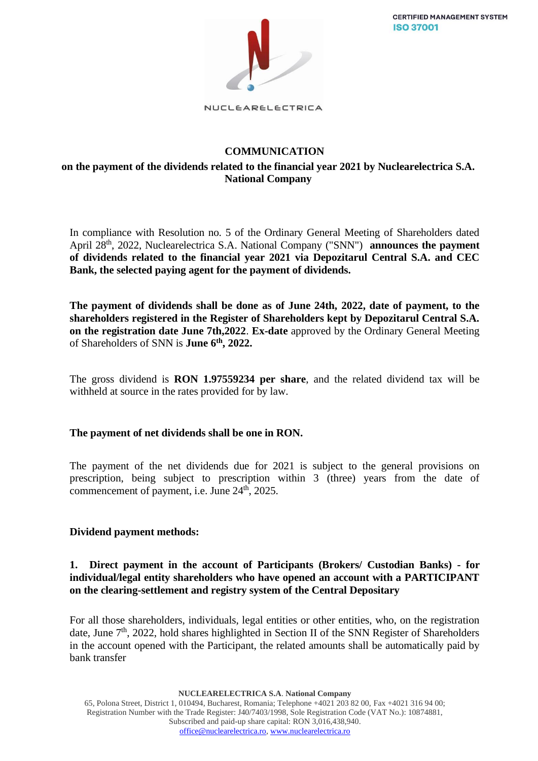CERTIFIED MANAGEMENT SYSTEM
ISO 37001

NUCLEARELECTRICA

# COMMUNICATION

## on the payment of the dividends related to the financial year 2021 by Nuclearelectrica S.A. National Company

In compliance with Resolution no. 5 of the Ordinary General Meeting of Shareholders dated April 28th, 2022, Nuclearelectrica S.A. National Company ("SNN") **announces the payment of dividends related to the financial year 2021 via Depozitarul Central S.A. and CEC Bank, the selected paying agent for the payment of dividends.**

**The payment of dividends shall be done as of June 24th, 2022, date of payment, to the shareholders registered in the Register of Shareholders kept by Depozitarul Central S.A. on the registration date June 7th,2022**. **Ex-date** approved by the Ordinary General Meeting of Shareholders of SNN is **June 6th, 2022.**

The gross dividend is **RON 1.97559234 per share**, and the related dividend tax will be withheld at source in the rates provided for by law.

**The payment of net dividends shall be one in RON.**

The payment of the net dividends due for 2021 is subject to the general provisions on prescription, being subject to prescription within 3 (three) years from the date of commencement of payment, i.e. June 24th, 2025.

**Dividend payment methods:**

**1. Direct payment in the account of Participants (Brokers/ Custodian Banks) - for individual/legal entity shareholders who have opened an account with a PARTICIPANT on the clearing-settlement and registry system of the Central Depositary**

For all those shareholders, individuals, legal entities or other entities, who, on the registration date, June 7th, 2022, hold shares highlighted in Section II of the SNN Register of Shareholders in the account opened with the Participant, the related amounts shall be automatically paid by bank transfer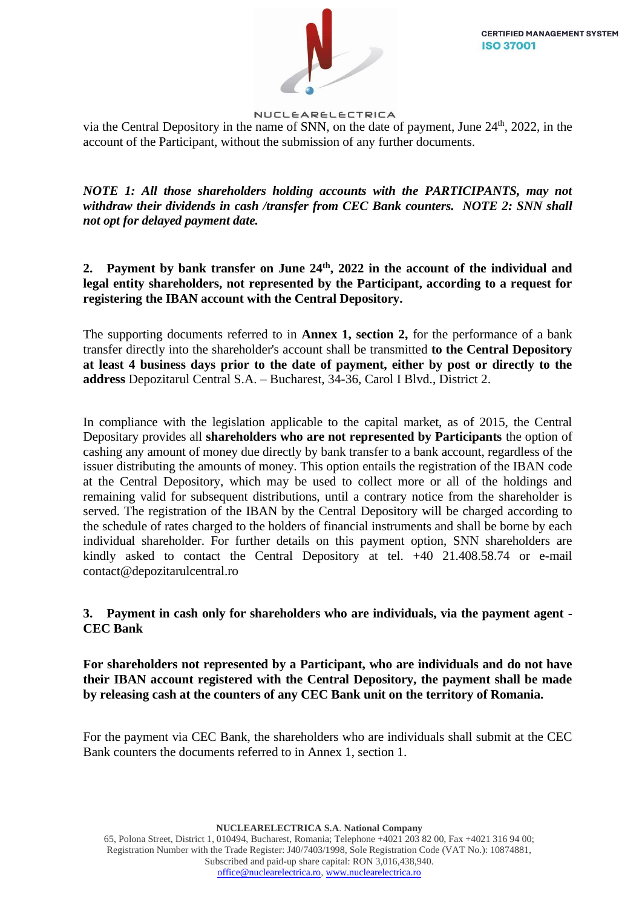via the Central Depository in the name of SNN, on the date of payment, June 24th, 2022, in the account of the Participant, without the submission of any further documents.

***NOTE 1: All those shareholders holding accounts with the PARTICIPANTS, may not withdraw their dividends in cash /transfer from CEC Bank counters. NOTE 2: SNN shall not opt for delayed payment date.***

**2. Payment by bank transfer on June 24th, 2022 in the account of the individual and legal entity shareholders, not represented by the Participant, according to a request for registering the IBAN account with the Central Depository.**

The supporting documents referred to in **Annex 1, section 2,** for the performance of a bank transfer directly into the shareholder's account shall be transmitted **to the Central Depository at least 4 business days prior to the date of payment, either by post or directly to the address** Depozitarul Central S.A. – Bucharest, 34-36, Carol I Blvd., District 2.

In compliance with the legislation applicable to the capital market, as of 2015, the Central Depositary provides all **shareholders who are not represented by Participants** the option of cashing any amount of money due directly by bank transfer to a bank account, regardless of the issuer distributing the amounts of money. This option entails the registration of the IBAN code at the Central Depository, which may be used to collect more or all of the holdings and remaining valid for subsequent distributions, until a contrary notice from the shareholder is served. The registration of the IBAN by the Central Depository will be charged according to the schedule of rates charged to the holders of financial instruments and shall be borne by each individual shareholder. For further details on this payment option, SNN shareholders are kindly asked to contact the Central Depository at tel. +40 21.408.58.74 or e-mail contact@depozitarulcentral.ro

**3. Payment in cash only for shareholders who are individuals, via the payment agent - CEC Bank**

**For shareholders not represented by a Participant, who are individuals and do not have their IBAN account registered with the Central Depository, the payment shall be made by releasing cash at the counters of any CEC Bank unit on the territory of Romania.**

For the payment via CEC Bank, the shareholders who are individuals shall submit at the CEC Bank counters the documents referred to in Annex 1, section 1.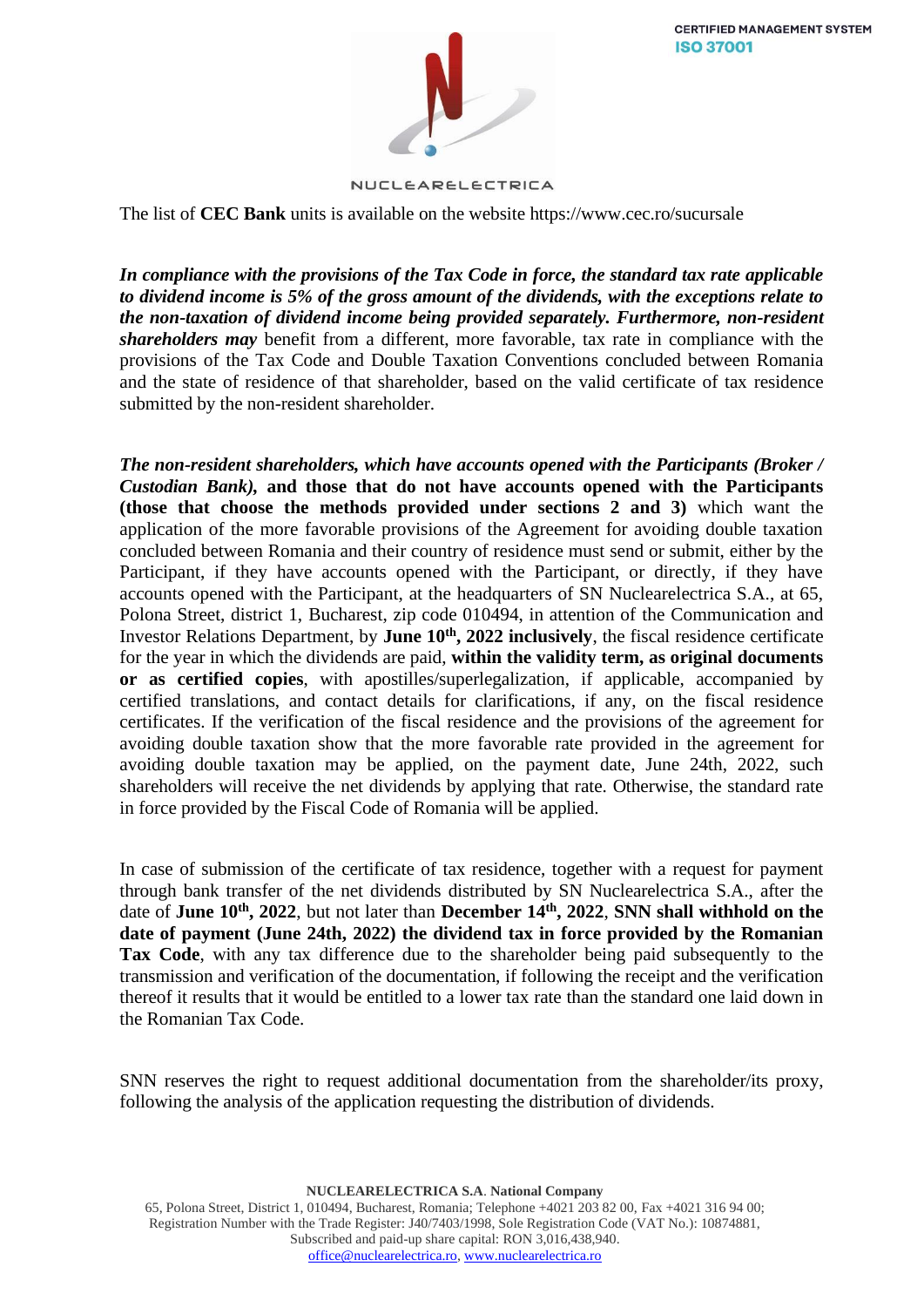The list of **CEC Bank** units is available on the website https://www.cec.ro/sucursale

***In compliance with the provisions of the Tax Code in force, the standard tax rate applicable to dividend income is 5% of the gross amount of the dividends, with the exceptions relate to the non-taxation of dividend income being provided separately. Furthermore, non-resident shareholders may*** benefit from a different, more favorable, tax rate in compliance with the provisions of the Tax Code and Double Taxation Conventions concluded between Romania and the state of residence of that shareholder, based on the valid certificate of tax residence submitted by the non-resident shareholder.

***The non-resident shareholders, which have accounts opened with the Participants (Broker / Custodian Bank),*** **and those that do not have accounts opened with the Participants (those that choose the methods provided under sections 2 and 3)** which want the application of the more favorable provisions of the Agreement for avoiding double taxation concluded between Romania and their country of residence must send or submit, either by the Participant, if they have accounts opened with the Participant, or directly, if they have accounts opened with the Participant, at the headquarters of SN Nuclearelectrica S.A., at 65, Polona Street, district 1, Bucharest, zip code 010494, in attention of the Communication and Investor Relations Department, by **June 10th, 2022 inclusively**, the fiscal residence certificate for the year in which the dividends are paid, **within the validity term, as original documents or as certified copies**, with apostilles/superlegalization, if applicable, accompanied by certified translations, and contact details for clarifications, if any, on the fiscal residence certificates. If the verification of the fiscal residence and the provisions of the agreement for avoiding double taxation show that the more favorable rate provided in the agreement for avoiding double taxation may be applied, on the payment date, June 24th, 2022, such shareholders will receive the net dividends by applying that rate. Otherwise, the standard rate in force provided by the Fiscal Code of Romania will be applied.

In case of submission of the certificate of tax residence, together with a request for payment through bank transfer of the net dividends distributed by SN Nuclearelectrica S.A., after the date of **June 10th, 2022**, but not later than **December 14th, 2022**, **SNN shall withhold on the date of payment (June 24th, 2022) the dividend tax in force provided by the Romanian Tax Code**, with any tax difference due to the shareholder being paid subsequently to the transmission and verification of the documentation, if following the receipt and the verification thereof it results that it would be entitled to a lower tax rate than the standard one laid down in the Romanian Tax Code.

SNN reserves the right to request additional documentation from the shareholder/its proxy, following the analysis of the application requesting the distribution of dividends.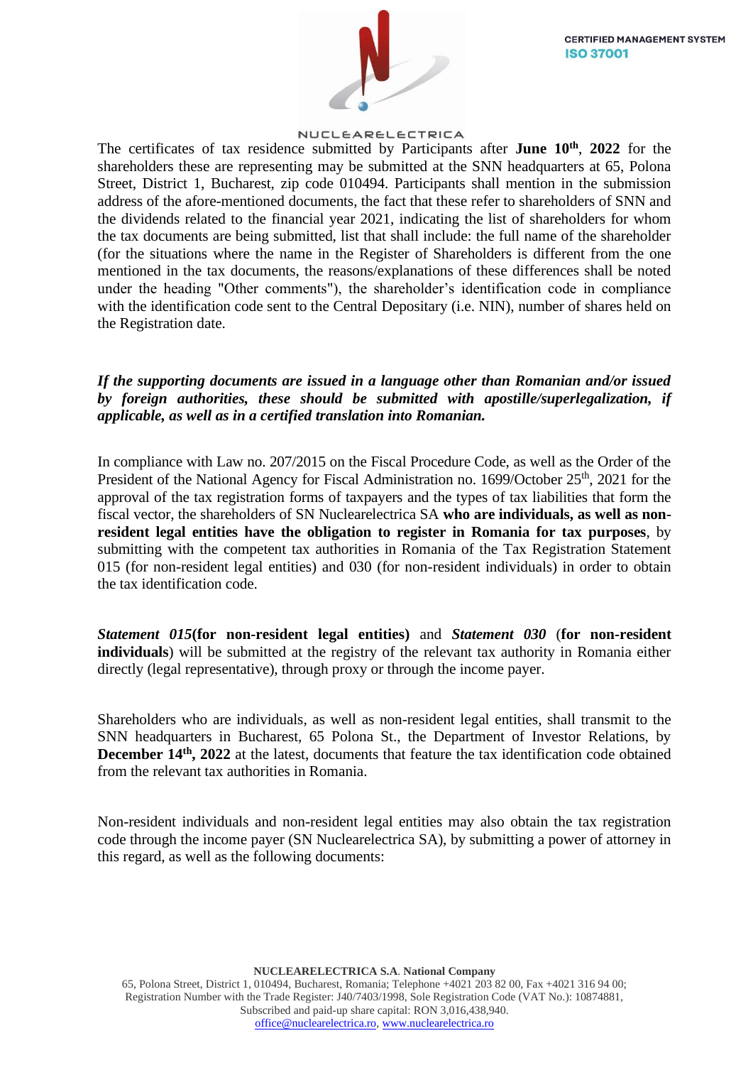The certificates of tax residence submitted by Participants after **June 10th**, **2022** for the shareholders these are representing may be submitted at the SNN headquarters at 65, Polona Street, District 1, Bucharest, zip code 010494. Participants shall mention in the submission address of the afore-mentioned documents, the fact that these refer to shareholders of SNN and the dividends related to the financial year 2021, indicating the list of shareholders for whom the tax documents are being submitted, list that shall include: the full name of the shareholder (for the situations where the name in the Register of Shareholders is different from the one mentioned in the tax documents, the reasons/explanations of these differences shall be noted under the heading "Other comments"), the shareholder's identification code in compliance with the identification code sent to the Central Depositary (i.e. NIN), number of shares held on the Registration date.

***If the supporting documents are issued in a language other than Romanian and/or issued by foreign authorities, these should be submitted with apostille/superlegalization, if applicable, as well as in a certified translation into Romanian.***

In compliance with Law no. 207/2015 on the Fiscal Procedure Code, as well as the Order of the President of the National Agency for Fiscal Administration no. 1699/October 25th, 2021 for the approval of the tax registration forms of taxpayers and the types of tax liabilities that form the fiscal vector, the shareholders of SN Nuclearelectrica SA **who are individuals, as well as non-resident legal entities have the obligation to register in Romania for tax purposes**, by submitting with the competent tax authorities in Romania of the Tax Registration Statement 015 (for non-resident legal entities) and 030 (for non-resident individuals) in order to obtain the tax identification code.

***Statement 015*** **(for non-resident legal entities)** and ***Statement 030*** (**for non-resident individuals**) will be submitted at the registry of the relevant tax authority in Romania either directly (legal representative), through proxy or through the income payer.

Shareholders who are individuals, as well as non-resident legal entities, shall transmit to the SNN headquarters in Bucharest, 65 Polona St., the Department of Investor Relations, by **December 14th, 2022** at the latest, documents that feature the tax identification code obtained from the relevant tax authorities in Romania.

Non-resident individuals and non-resident legal entities may also obtain the tax registration code through the income payer (SN Nuclearelectrica SA), by submitting a power of attorney in this regard, as well as the following documents: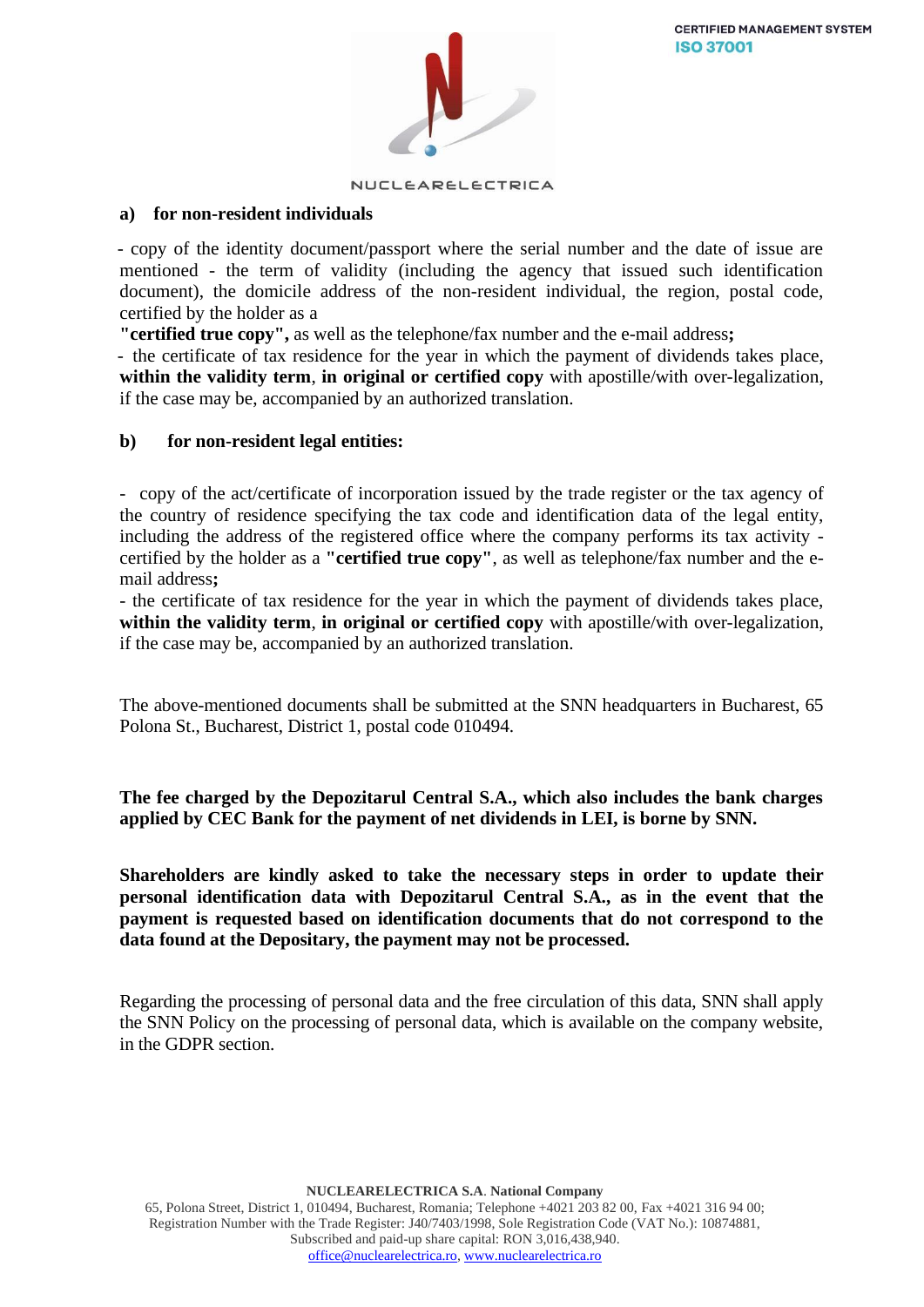**a) for non-resident individuals**

- copy of the identity document/passport where the serial number and the date of issue are mentioned - the term of validity (including the agency that issued such identification document), the domicile address of the non-resident individual, the region, postal code, certified by the holder as a **"certified true copy",** as well as the telephone/fax number and the e-mail address**;**
- the certificate of tax residence for the year in which the payment of dividends takes place, **within the validity term**, **in original or certified copy** with apostille/with over-legalization, if the case may be, accompanied by an authorized translation.

**b) for non-resident legal entities:**

- copy of the act/certificate of incorporation issued by the trade register or the tax agency of the country of residence specifying the tax code and identification data of the legal entity, including the address of the registered office where the company performs its tax activity - certified by the holder as a **"certified true copy"**, as well as telephone/fax number and the e-mail address**;**
- the certificate of tax residence for the year in which the payment of dividends takes place, **within the validity term**, **in original or certified copy** with apostille/with over-legalization, if the case may be, accompanied by an authorized translation.

The above-mentioned documents shall be submitted at the SNN headquarters in Bucharest, 65 Polona St., Bucharest, District 1, postal code 010494.

**The fee charged by the Depozitarul Central S.A., which also includes the bank charges applied by CEC Bank for the payment of net dividends in LEI, is borne by SNN.**

**Shareholders are kindly asked to take the necessary steps in order to update their personal identification data with Depozitarul Central S.A., as in the event that the payment is requested based on identification documents that do not correspond to the data found at the Depositary, the payment may not be processed.**

Regarding the processing of personal data and the free circulation of this data, SNN shall apply the SNN Policy on the processing of personal data, which is available on the company website, in the GDPR section.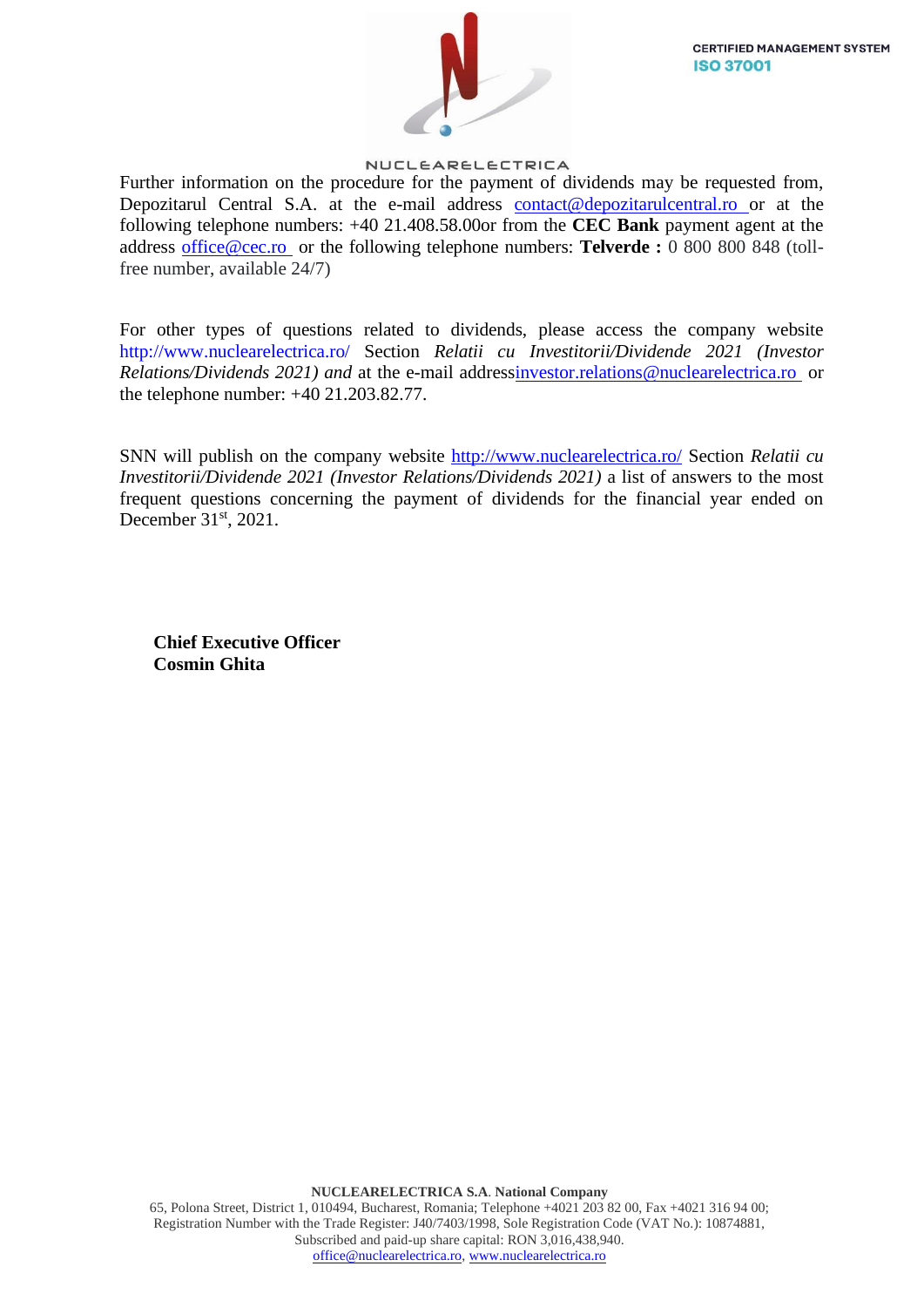Further information on the procedure for the payment of dividends may be requested from, Depozitarul Central S.A. at the e-mail address contact@depozitarulcentral.ro or at the following telephone numbers: +40 21.408.58.00or from the **CEC Bank** payment agent at the address office@cec.ro or the following telephone numbers: **Telverde :** 0 800 800 848 (toll-free number, available 24/7)

For other types of questions related to dividends, please access the company website http://www.nuclearelectrica.ro/ Section *Relatii cu Investitorii/Dividende 2021 (Investor Relations/Dividends 2021) and* at the e-mail addressinvestor.relations@nuclearelectrica.ro or the telephone number: +40 21.203.82.77.

SNN will publish on the company website http://www.nuclearelectrica.ro/ Section *Relatii cu Investitorii/Dividende 2021 (Investor Relations/Dividends 2021)* a list of answers to the most frequent questions concerning the payment of dividends for the financial year ended on December 31st, 2021.

**Chief Executive Officer**
**Cosmin Ghita**